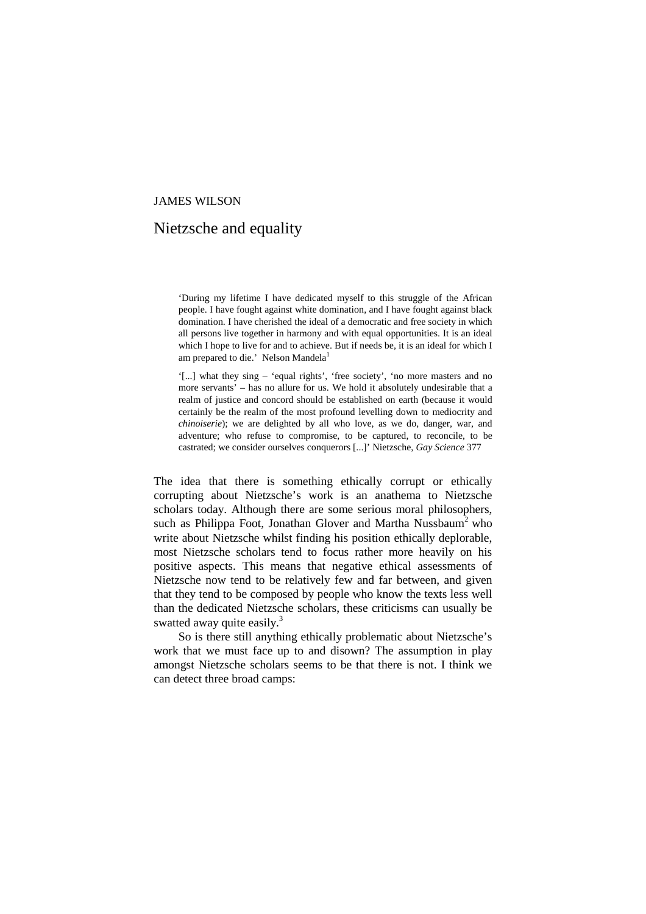JAMES WILSON

# Nietzsche and equality

> 'During my lifetime I have dedicated myself to this struggle of the African people. I have fought against white domination, and I have fought against black domination. I have cherished the ideal of a democratic and free society in which all persons live together in harmony and with equal opportunities. It is an ideal which I hope to live for and to achieve. But if needs be, it is an ideal for which I am prepared to die.' Nelson Mandela[1]

> '[...] what they sing – 'equal rights', 'free society', 'no more masters and no more servants' – has no allure for us. We hold it absolutely undesirable that a realm of justice and concord should be established on earth (because it would certainly be the realm of the most profound levelling down to mediocrity and *chinoiserie*); we are delighted by all who love, as we do, danger, war, and adventure; who refuse to compromise, to be captured, to reconcile, to be castrated; we consider ourselves conquerors [...]' Nietzsche, *Gay Science* 377

The idea that there is something ethically corrupt or ethically corrupting about Nietzsche's work is an anathema to Nietzsche scholars today. Although there are some serious moral philosophers, such as Philippa Foot, Jonathan Glover and Martha Nussbaum[2] who write about Nietzsche whilst finding his position ethically deplorable, most Nietzsche scholars tend to focus rather more heavily on his positive aspects. This means that negative ethical assessments of Nietzsche now tend to be relatively few and far between, and given that they tend to be composed by people who know the texts less well than the dedicated Nietzsche scholars, these criticisms can usually be swatted away quite easily.[3]

So is there still anything ethically problematic about Nietzsche's work that we must face up to and disown? The assumption in play amongst Nietzsche scholars seems to be that there is not. I think we can detect three broad camps: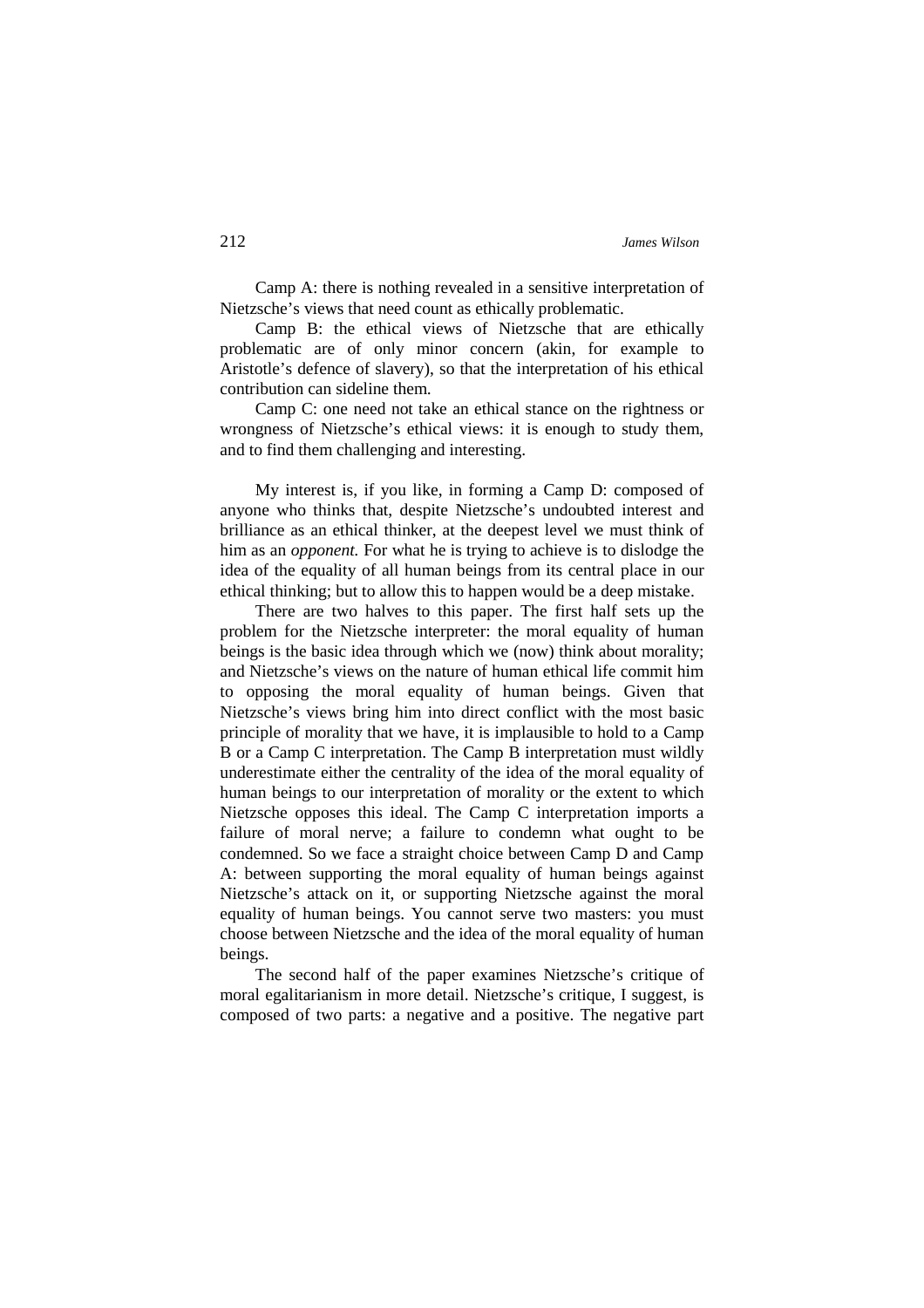Camp A: there is nothing revealed in a sensitive interpretation of Nietzsche's views that need count as ethically problematic.

Camp B: the ethical views of Nietzsche that are ethically problematic are of only minor concern (akin, for example to Aristotle's defence of slavery), so that the interpretation of his ethical contribution can sideline them.

Camp C: one need not take an ethical stance on the rightness or wrongness of Nietzsche's ethical views: it is enough to study them, and to find them challenging and interesting.

My interest is, if you like, in forming a Camp D: composed of anyone who thinks that, despite Nietzsche's undoubted interest and brilliance as an ethical thinker, at the deepest level we must think of him as an *opponent.* For what he is trying to achieve is to dislodge the idea of the equality of all human beings from its central place in our ethical thinking; but to allow this to happen would be a deep mistake.

There are two halves to this paper. The first half sets up the problem for the Nietzsche interpreter: the moral equality of human beings is the basic idea through which we (now) think about morality; and Nietzsche's views on the nature of human ethical life commit him to opposing the moral equality of human beings. Given that Nietzsche's views bring him into direct conflict with the most basic principle of morality that we have, it is implausible to hold to a Camp B or a Camp C interpretation. The Camp B interpretation must wildly underestimate either the centrality of the idea of the moral equality of human beings to our interpretation of morality or the extent to which Nietzsche opposes this ideal. The Camp C interpretation imports a failure of moral nerve; a failure to condemn what ought to be condemned. So we face a straight choice between Camp D and Camp A: between supporting the moral equality of human beings against Nietzsche's attack on it, or supporting Nietzsche against the moral equality of human beings. You cannot serve two masters: you must choose between Nietzsche and the idea of the moral equality of human beings.

The second half of the paper examines Nietzsche's critique of moral egalitarianism in more detail. Nietzsche's critique, I suggest, is composed of two parts: a negative and a positive. The negative part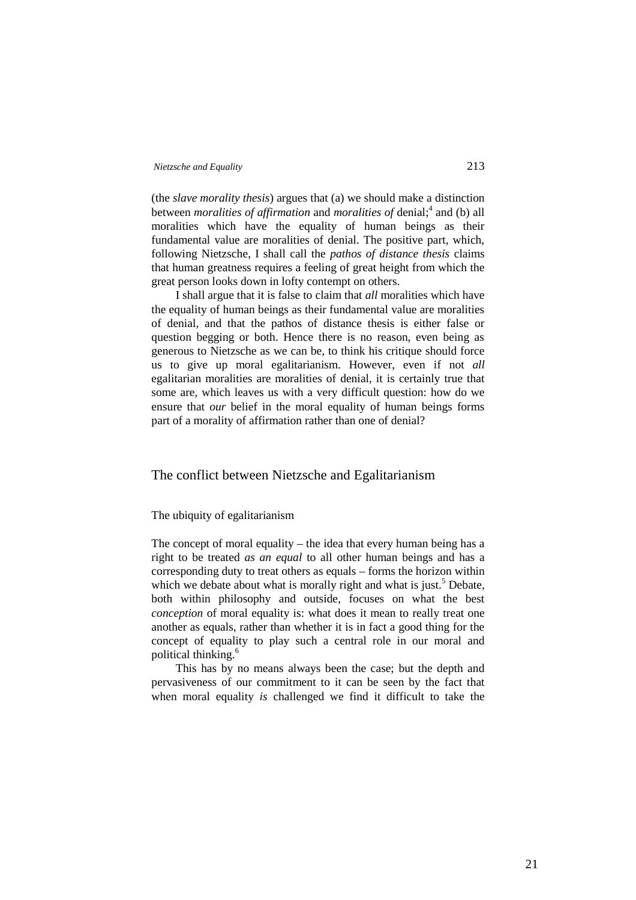(the *slave morality thesis*) argues that (a) we should make a distinction between *moralities of affirmation* and *moralities of* denial;[4] and (b) all moralities which have the equality of human beings as their fundamental value are moralities of denial. The positive part, which, following Nietzsche, I shall call the *pathos of distance thesis* claims that human greatness requires a feeling of great height from which the great person looks down in lofty contempt on others.

I shall argue that it is false to claim that *all* moralities which have the equality of human beings as their fundamental value are moralities of denial, and that the pathos of distance thesis is either false or question begging or both. Hence there is no reason, even being as generous to Nietzsche as we can be, to think his critique should force us to give up moral egalitarianism. However, even if not *all* egalitarian moralities are moralities of denial, it is certainly true that some are, which leaves us with a very difficult question: how do we ensure that *our* belief in the moral equality of human beings forms part of a morality of affirmation rather than one of denial?

## The conflict between Nietzsche and Egalitarianism

### The ubiquity of egalitarianism

The concept of moral equality – the idea that every human being has a right to be treated *as an equal* to all other human beings and has a corresponding duty to treat others as equals – forms the horizon within which we debate about what is morally right and what is just.[5] Debate, both within philosophy and outside, focuses on what the best *conception* of moral equality is: what does it mean to really treat one another as equals, rather than whether it is in fact a good thing for the concept of equality to play such a central role in our moral and political thinking.[6]

This has by no means always been the case; but the depth and pervasiveness of our commitment to it can be seen by the fact that when moral equality *is* challenged we find it difficult to take the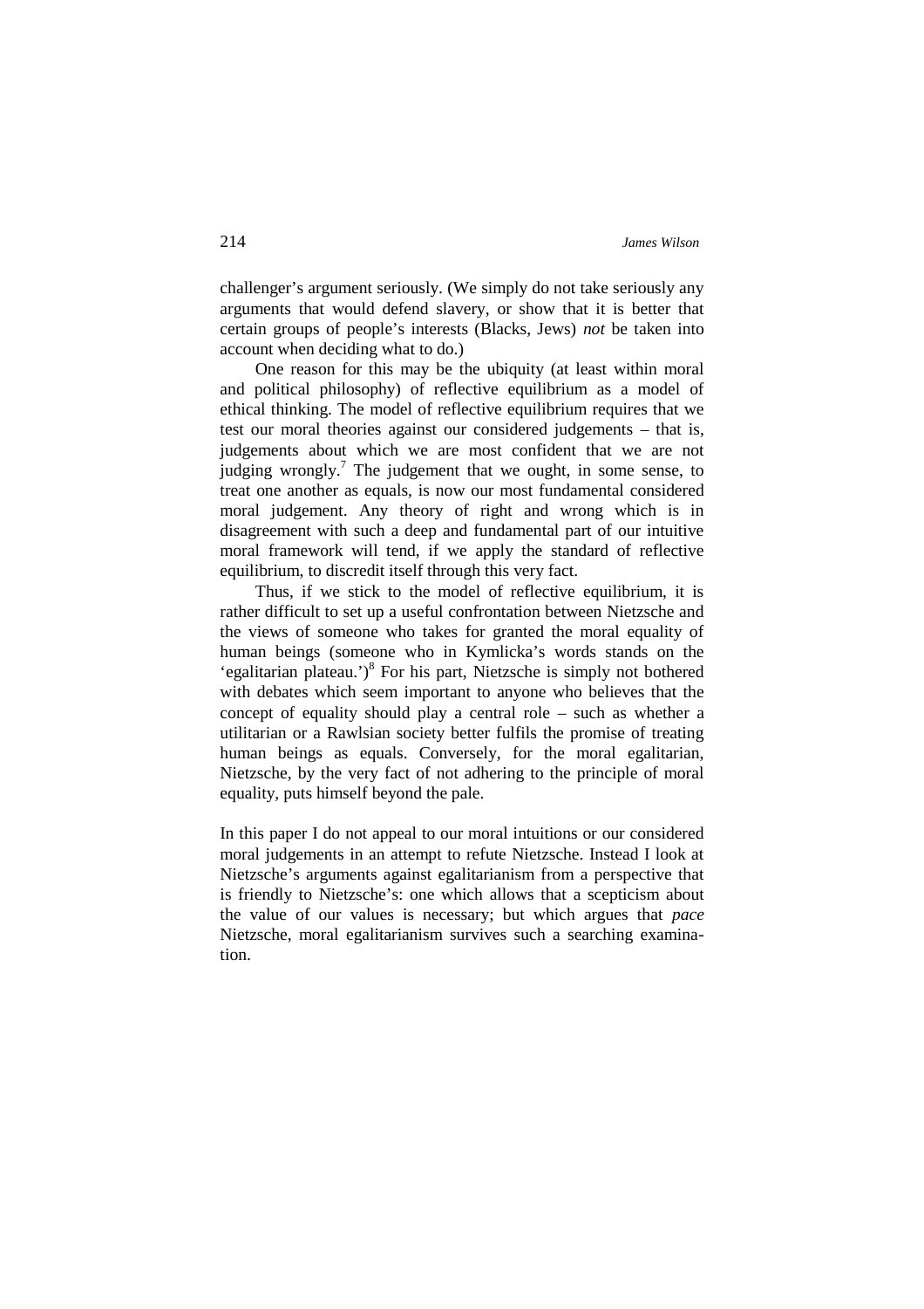challenger's argument seriously. (We simply do not take seriously any arguments that would defend slavery, or show that it is better that certain groups of people's interests (Blacks, Jews) *not* be taken into account when deciding what to do.)

One reason for this may be the ubiquity (at least within moral and political philosophy) of reflective equilibrium as a model of ethical thinking. The model of reflective equilibrium requires that we test our moral theories against our considered judgements – that is, judgements about which we are most confident that we are not judging wrongly.[7] The judgement that we ought, in some sense, to treat one another as equals, is now our most fundamental considered moral judgement. Any theory of right and wrong which is in disagreement with such a deep and fundamental part of our intuitive moral framework will tend, if we apply the standard of reflective equilibrium, to discredit itself through this very fact.

Thus, if we stick to the model of reflective equilibrium, it is rather difficult to set up a useful confrontation between Nietzsche and the views of someone who takes for granted the moral equality of human beings (someone who in Kymlicka's words stands on the 'egalitarian plateau.')[8] For his part, Nietzsche is simply not bothered with debates which seem important to anyone who believes that the concept of equality should play a central role – such as whether a utilitarian or a Rawlsian society better fulfils the promise of treating human beings as equals. Conversely, for the moral egalitarian, Nietzsche, by the very fact of not adhering to the principle of moral equality, puts himself beyond the pale.

In this paper I do not appeal to our moral intuitions or our considered moral judgements in an attempt to refute Nietzsche. Instead I look at Nietzsche's arguments against egalitarianism from a perspective that is friendly to Nietzsche's: one which allows that a scepticism about the value of our values is necessary; but which argues that *pace* Nietzsche, moral egalitarianism survives such a searching examination.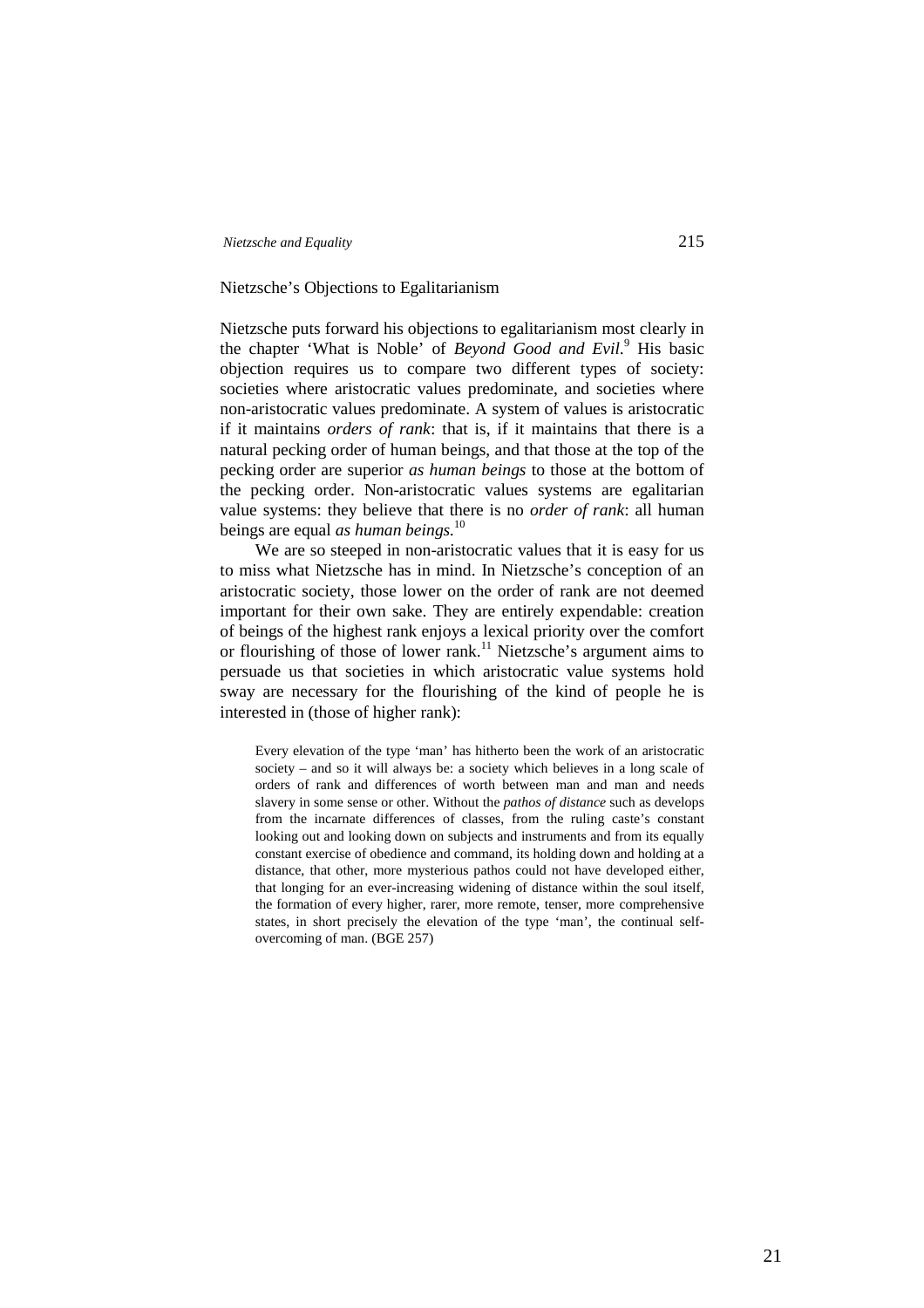## Nietzsche's Objections to Egalitarianism

Nietzsche puts forward his objections to egalitarianism most clearly in the chapter 'What is Noble' of *Beyond Good and Evil*.[9] His basic objection requires us to compare two different types of society: societies where aristocratic values predominate, and societies where non-aristocratic values predominate. A system of values is aristocratic if it maintains *orders of rank*: that is, if it maintains that there is a natural pecking order of human beings, and that those at the top of the pecking order are superior *as human beings* to those at the bottom of the pecking order. Non-aristocratic values systems are egalitarian value systems: they believe that there is no *order of rank*: all human beings are equal *as human beings*.[10]

We are so steeped in non-aristocratic values that it is easy for us to miss what Nietzsche has in mind. In Nietzsche's conception of an aristocratic society, those lower on the order of rank are not deemed important for their own sake. They are entirely expendable: creation of beings of the highest rank enjoys a lexical priority over the comfort or flourishing of those of lower rank.[11] Nietzsche's argument aims to persuade us that societies in which aristocratic value systems hold sway are necessary for the flourishing of the kind of people he is interested in (those of higher rank):

> Every elevation of the type 'man' has hitherto been the work of an aristocratic society – and so it will always be: a society which believes in a long scale of orders of rank and differences of worth between man and man and needs slavery in some sense or other. Without the *pathos of distance* such as develops from the incarnate differences of classes, from the ruling caste's constant looking out and looking down on subjects and instruments and from its equally constant exercise of obedience and command, its holding down and holding at a distance, that other, more mysterious pathos could not have developed either, that longing for an ever-increasing widening of distance within the soul itself, the formation of every higher, rarer, more remote, tenser, more comprehensive states, in short precisely the elevation of the type 'man', the continual self-overcoming of man. (BGE 257)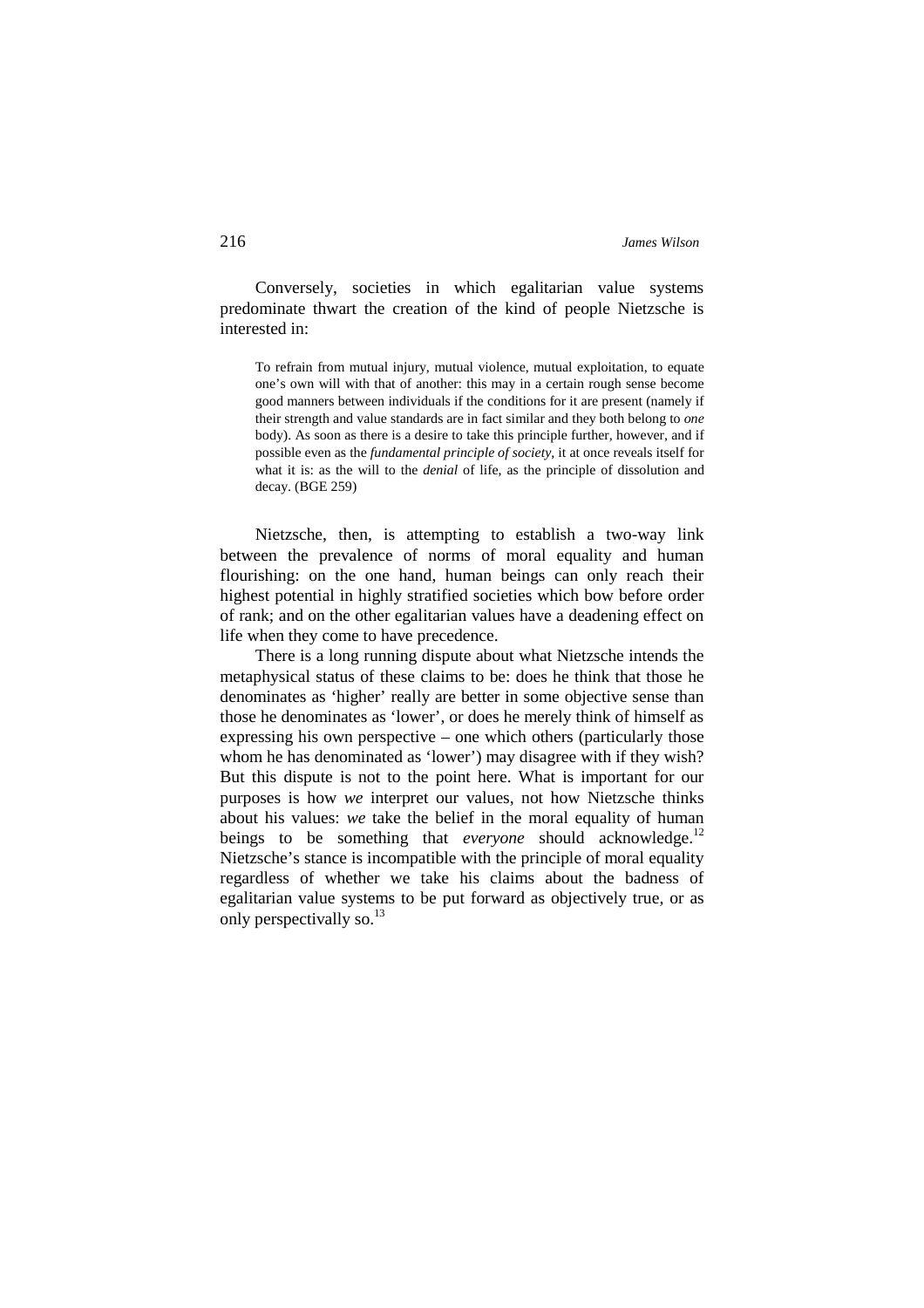Conversely, societies in which egalitarian value systems predominate thwart the creation of the kind of people Nietzsche is interested in:

> To refrain from mutual injury, mutual violence, mutual exploitation, to equate one's own will with that of another: this may in a certain rough sense become good manners between individuals if the conditions for it are present (namely if their strength and value standards are in fact similar and they both belong to *one* body). As soon as there is a desire to take this principle further, however, and if possible even as the *fundamental principle of society*, it at once reveals itself for what it is: as the will to the *denial* of life, as the principle of dissolution and decay. (BGE 259)

Nietzsche, then, is attempting to establish a two-way link between the prevalence of norms of moral equality and human flourishing: on the one hand, human beings can only reach their highest potential in highly stratified societies which bow before order of rank; and on the other egalitarian values have a deadening effect on life when they come to have precedence.

There is a long running dispute about what Nietzsche intends the metaphysical status of these claims to be: does he think that those he denominates as 'higher' really are better in some objective sense than those he denominates as 'lower', or does he merely think of himself as expressing his own perspective – one which others (particularly those whom he has denominated as 'lower') may disagree with if they wish? But this dispute is not to the point here. What is important for our purposes is how *we* interpret our values, not how Nietzsche thinks about his values: *we* take the belief in the moral equality of human beings to be something that *everyone* should acknowledge.[12] Nietzsche's stance is incompatible with the principle of moral equality regardless of whether we take his claims about the badness of egalitarian value systems to be put forward as objectively true, or as only perspectivally so.[13]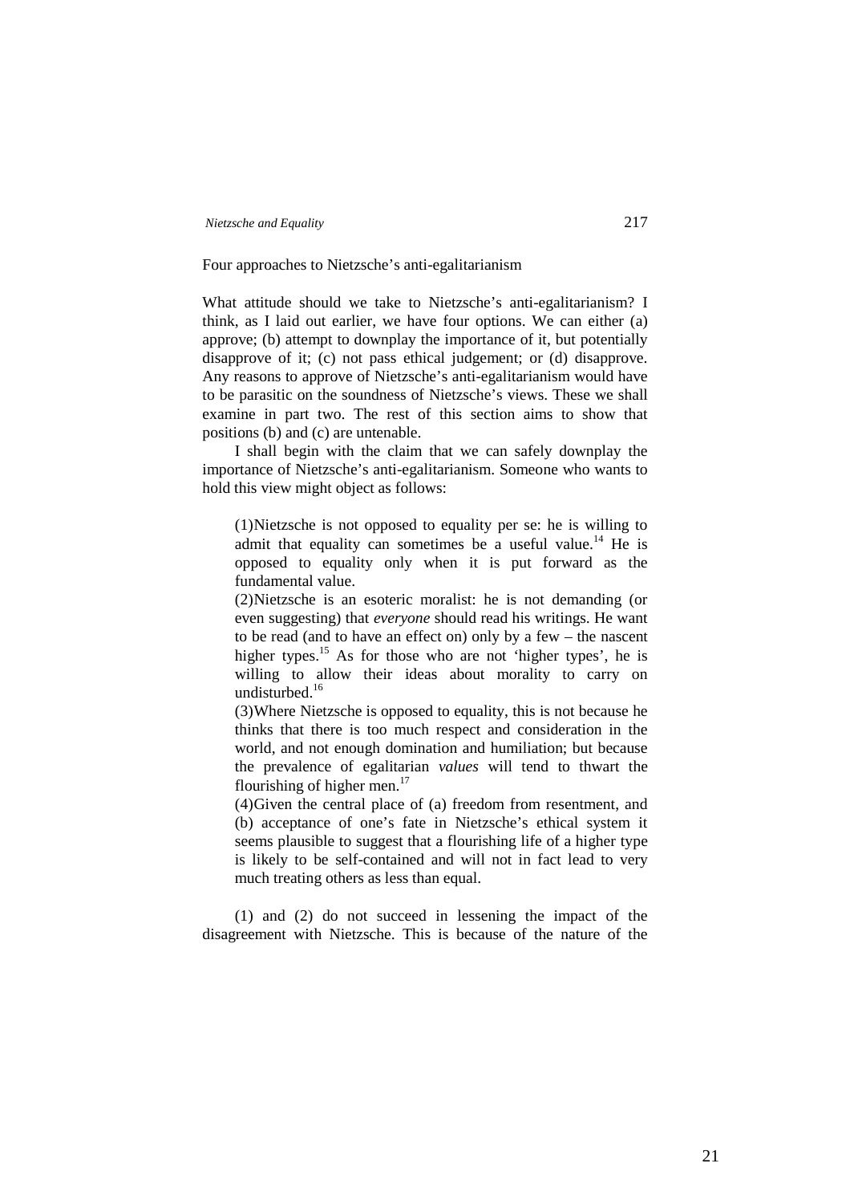Four approaches to Nietzsche's anti-egalitarianism

What attitude should we take to Nietzsche's anti-egalitarianism? I think, as I laid out earlier, we have four options. We can either (a) approve; (b) attempt to downplay the importance of it, but potentially disapprove of it; (c) not pass ethical judgement; or (d) disapprove. Any reasons to approve of Nietzsche's anti-egalitarianism would have to be parasitic on the soundness of Nietzsche's views. These we shall examine in part two. The rest of this section aims to show that positions (b) and (c) are untenable.

I shall begin with the claim that we can safely downplay the importance of Nietzsche's anti-egalitarianism. Someone who wants to hold this view might object as follows:

> (1)Nietzsche is not opposed to equality per se: he is willing to admit that equality can sometimes be a useful value.[14] He is opposed to equality only when it is put forward as the fundamental value.
>
> (2)Nietzsche is an esoteric moralist: he is not demanding (or even suggesting) that *everyone* should read his writings. He want to be read (and to have an effect on) only by a few – the nascent higher types.[15] As for those who are not 'higher types', he is willing to allow their ideas about morality to carry on undisturbed.[16]
>
> (3)Where Nietzsche is opposed to equality, this is not because he thinks that there is too much respect and consideration in the world, and not enough domination and humiliation; but because the prevalence of egalitarian *values* will tend to thwart the flourishing of higher men.[17]
>
> (4)Given the central place of (a) freedom from resentment, and (b) acceptance of one's fate in Nietzsche's ethical system it seems plausible to suggest that a flourishing life of a higher type is likely to be self-contained and will not in fact lead to very much treating others as less than equal.

(1) and (2) do not succeed in lessening the impact of the disagreement with Nietzsche. This is because of the nature of the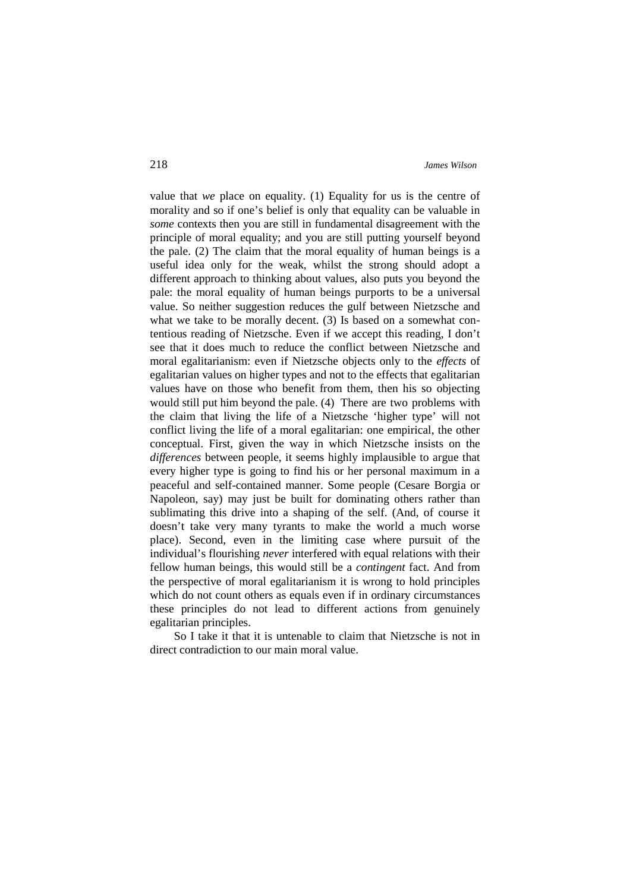value that *we* place on equality. (1) Equality for us is the centre of morality and so if one's belief is only that equality can be valuable in *some* contexts then you are still in fundamental disagreement with the principle of moral equality; and you are still putting yourself beyond the pale. (2) The claim that the moral equality of human beings is a useful idea only for the weak, whilst the strong should adopt a different approach to thinking about values, also puts you beyond the pale: the moral equality of human beings purports to be a universal value. So neither suggestion reduces the gulf between Nietzsche and what we take to be morally decent. (3) Is based on a somewhat contentious reading of Nietzsche. Even if we accept this reading, I don't see that it does much to reduce the conflict between Nietzsche and moral egalitarianism: even if Nietzsche objects only to the *effects* of egalitarian values on higher types and not to the effects that egalitarian values have on those who benefit from them, then his so objecting would still put him beyond the pale. (4) There are two problems with the claim that living the life of a Nietzsche 'higher type' will not conflict living the life of a moral egalitarian: one empirical, the other conceptual. First, given the way in which Nietzsche insists on the *differences* between people, it seems highly implausible to argue that every higher type is going to find his or her personal maximum in a peaceful and self-contained manner. Some people (Cesare Borgia or Napoleon, say) may just be built for dominating others rather than sublimating this drive into a shaping of the self. (And, of course it doesn't take very many tyrants to make the world a much worse place). Second, even in the limiting case where pursuit of the individual's flourishing *never* interfered with equal relations with their fellow human beings, this would still be a *contingent* fact. And from the perspective of moral egalitarianism it is wrong to hold principles which do not count others as equals even if in ordinary circumstances these principles do not lead to different actions from genuinely egalitarian principles.

So I take it that it is untenable to claim that Nietzsche is not in direct contradiction to our main moral value.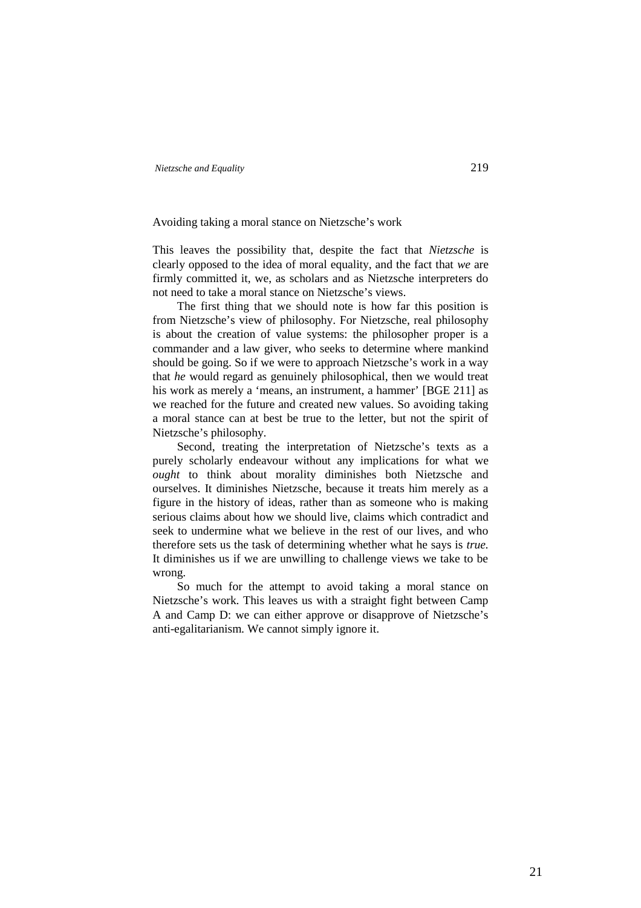## Avoiding taking a moral stance on Nietzsche's work

This leaves the possibility that, despite the fact that *Nietzsche* is clearly opposed to the idea of moral equality, and the fact that *we* are firmly committed it, we, as scholars and as Nietzsche interpreters do not need to take a moral stance on Nietzsche's views.

The first thing that we should note is how far this position is from Nietzsche's view of philosophy. For Nietzsche, real philosophy is about the creation of value systems: the philosopher proper is a commander and a law giver, who seeks to determine where mankind should be going. So if we were to approach Nietzsche's work in a way that *he* would regard as genuinely philosophical, then we would treat his work as merely a 'means, an instrument, a hammer' [BGE 211] as we reached for the future and created new values. So avoiding taking a moral stance can at best be true to the letter, but not the spirit of Nietzsche's philosophy.

Second, treating the interpretation of Nietzsche's texts as a purely scholarly endeavour without any implications for what we *ought* to think about morality diminishes both Nietzsche and ourselves. It diminishes Nietzsche, because it treats him merely as a figure in the history of ideas, rather than as someone who is making serious claims about how we should live, claims which contradict and seek to undermine what we believe in the rest of our lives, and who therefore sets us the task of determining whether what he says is *true.* It diminishes us if we are unwilling to challenge views we take to be wrong.

So much for the attempt to avoid taking a moral stance on Nietzsche's work. This leaves us with a straight fight between Camp A and Camp D: we can either approve or disapprove of Nietzsche's anti-egalitarianism. We cannot simply ignore it.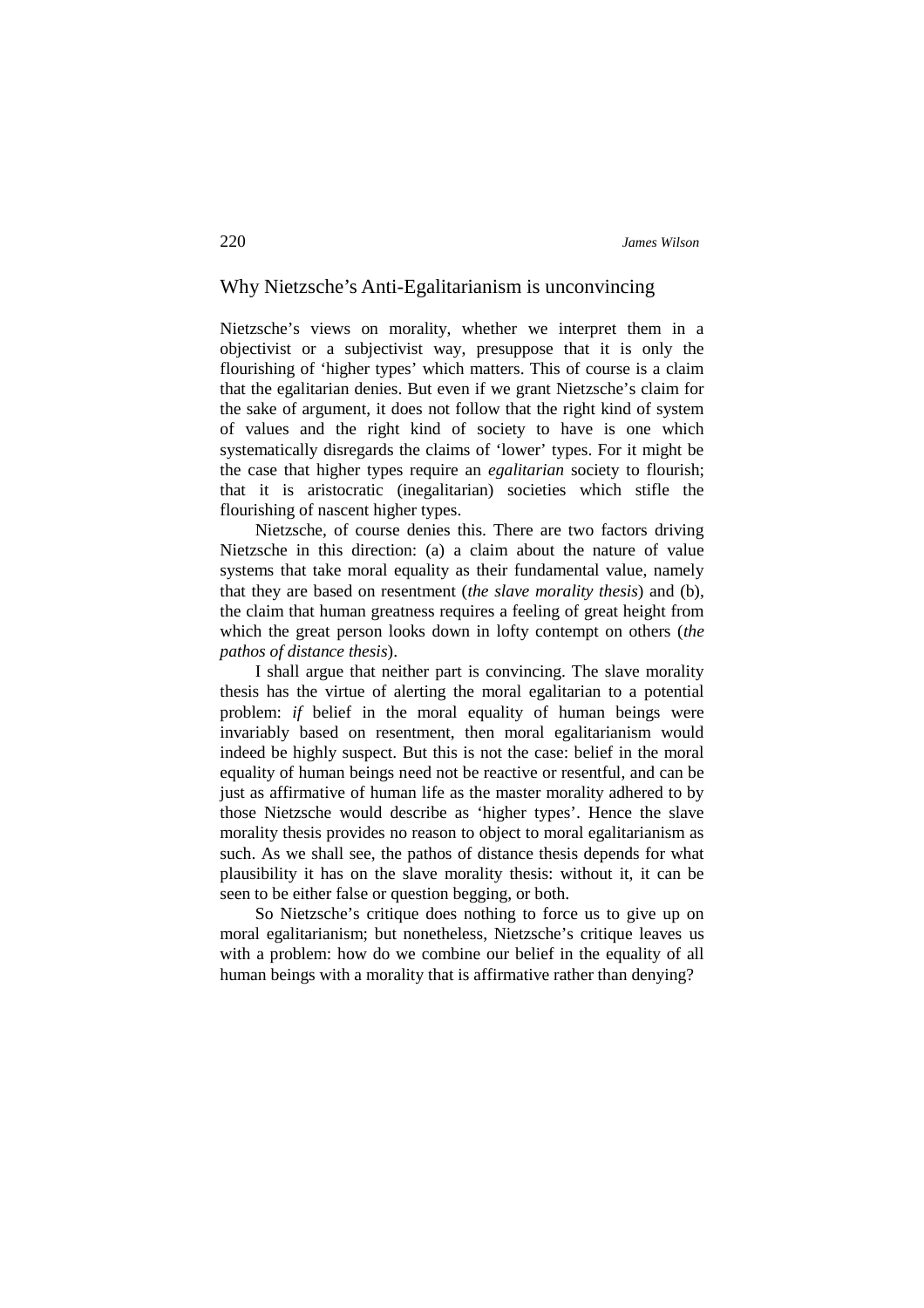## Why Nietzsche's Anti-Egalitarianism is unconvincing

Nietzsche's views on morality, whether we interpret them in a objectivist or a subjectivist way, presuppose that it is only the flourishing of 'higher types' which matters. This of course is a claim that the egalitarian denies. But even if we grant Nietzsche's claim for the sake of argument, it does not follow that the right kind of system of values and the right kind of society to have is one which systematically disregards the claims of 'lower' types. For it might be the case that higher types require an *egalitarian* society to flourish; that it is aristocratic (inegalitarian) societies which stifle the flourishing of nascent higher types.

Nietzsche, of course denies this. There are two factors driving Nietzsche in this direction: (a) a claim about the nature of value systems that take moral equality as their fundamental value, namely that they are based on resentment (*the slave morality thesis*) and (b), the claim that human greatness requires a feeling of great height from which the great person looks down in lofty contempt on others (*the pathos of distance thesis*).

I shall argue that neither part is convincing. The slave morality thesis has the virtue of alerting the moral egalitarian to a potential problem: *if* belief in the moral equality of human beings were invariably based on resentment, then moral egalitarianism would indeed be highly suspect. But this is not the case: belief in the moral equality of human beings need not be reactive or resentful, and can be just as affirmative of human life as the master morality adhered to by those Nietzsche would describe as 'higher types'. Hence the slave morality thesis provides no reason to object to moral egalitarianism as such. As we shall see, the pathos of distance thesis depends for what plausibility it has on the slave morality thesis: without it, it can be seen to be either false or question begging, or both.

So Nietzsche's critique does nothing to force us to give up on moral egalitarianism; but nonetheless, Nietzsche's critique leaves us with a problem: how do we combine our belief in the equality of all human beings with a morality that is affirmative rather than denying?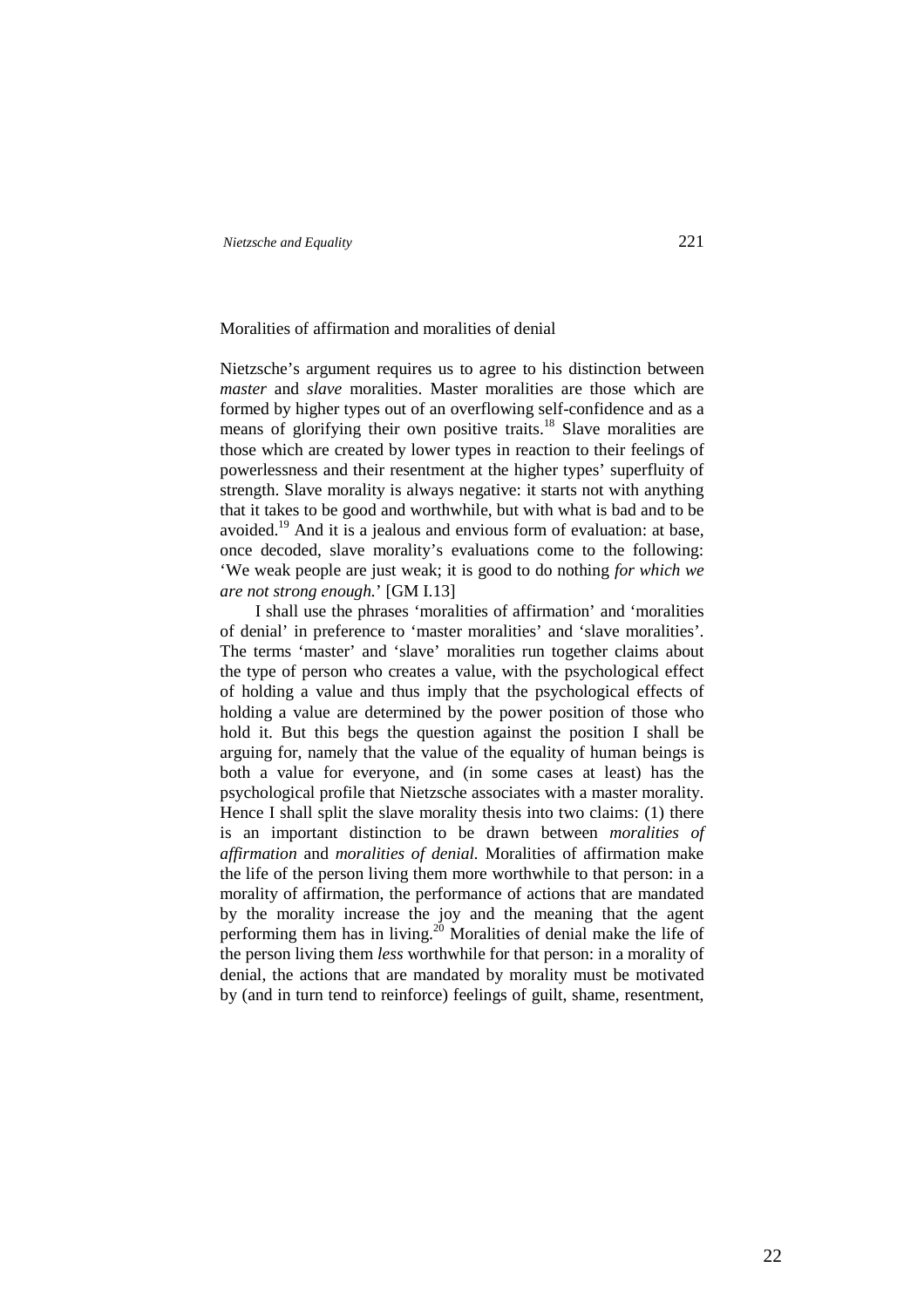## Moralities of affirmation and moralities of denial

Nietzsche's argument requires us to agree to his distinction between *master* and *slave* moralities. Master moralities are those which are formed by higher types out of an overflowing self-confidence and as a means of glorifying their own positive traits.[18] Slave moralities are those which are created by lower types in reaction to their feelings of powerlessness and their resentment at the higher types' superfluity of strength. Slave morality is always negative: it starts not with anything that it takes to be good and worthwhile, but with what is bad and to be avoided.[19] And it is a jealous and envious form of evaluation: at base, once decoded, slave morality's evaluations come to the following: 'We weak people are just weak; it is good to do nothing *for which we are not strong enough.*' [GM I.13]

I shall use the phrases 'moralities of affirmation' and 'moralities of denial' in preference to 'master moralities' and 'slave moralities'. The terms 'master' and 'slave' moralities run together claims about the type of person who creates a value, with the psychological effect of holding a value and thus imply that the psychological effects of holding a value are determined by the power position of those who hold it. But this begs the question against the position I shall be arguing for, namely that the value of the equality of human beings is both a value for everyone, and (in some cases at least) has the psychological profile that Nietzsche associates with a master morality. Hence I shall split the slave morality thesis into two claims: (1) there is an important distinction to be drawn between *moralities of affirmation* and *moralities of denial.* Moralities of affirmation make the life of the person living them more worthwhile to that person: in a morality of affirmation, the performance of actions that are mandated by the morality increase the joy and the meaning that the agent performing them has in living.[20] Moralities of denial make the life of the person living them *less* worthwhile for that person: in a morality of denial, the actions that are mandated by morality must be motivated by (and in turn tend to reinforce) feelings of guilt, shame, resentment,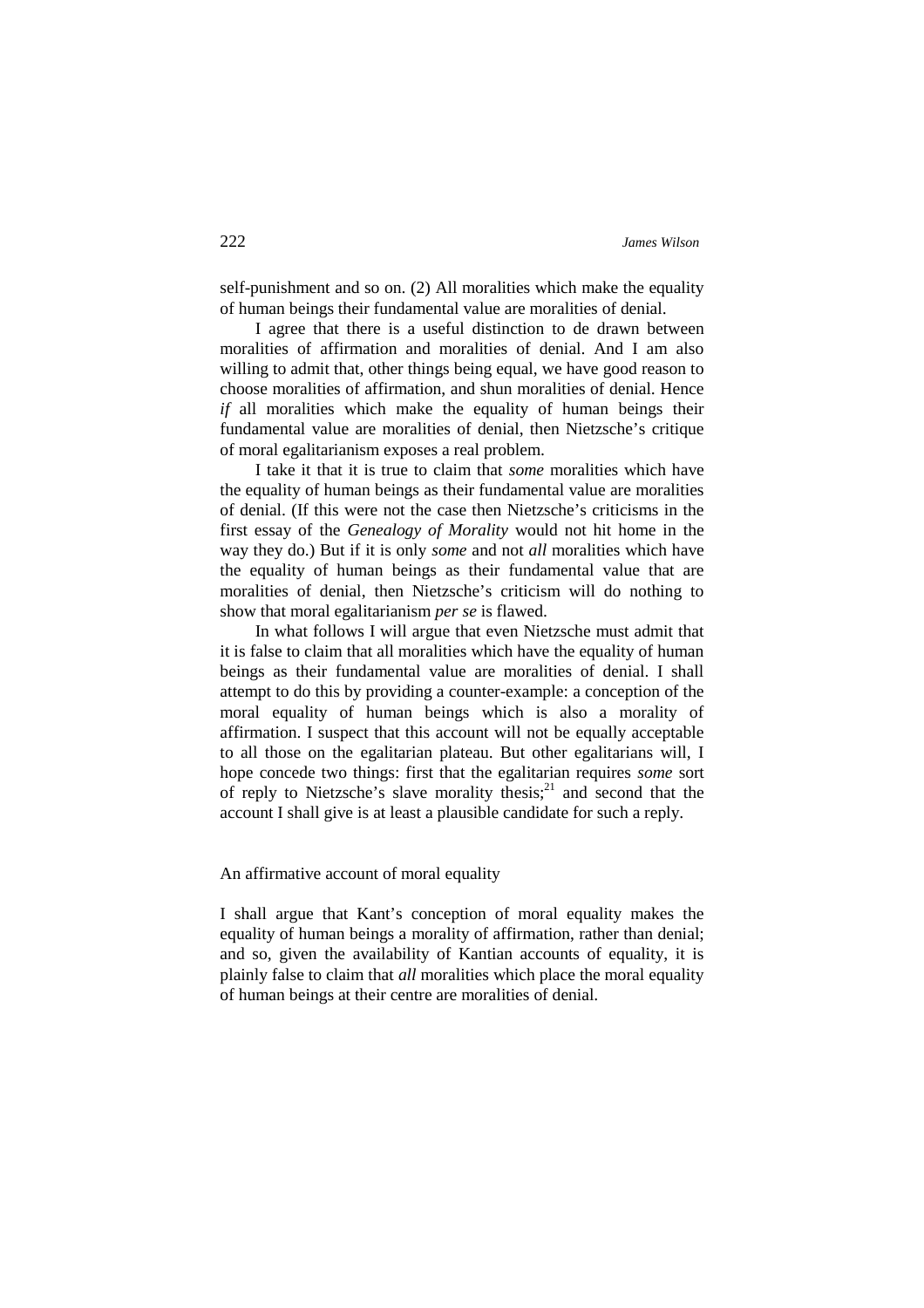self-punishment and so on. (2) All moralities which make the equality of human beings their fundamental value are moralities of denial.

I agree that there is a useful distinction to de drawn between moralities of affirmation and moralities of denial. And I am also willing to admit that, other things being equal, we have good reason to choose moralities of affirmation, and shun moralities of denial. Hence *if* all moralities which make the equality of human beings their fundamental value are moralities of denial, then Nietzsche's critique of moral egalitarianism exposes a real problem.

I take it that it is true to claim that *some* moralities which have the equality of human beings as their fundamental value are moralities of denial. (If this were not the case then Nietzsche's criticisms in the first essay of the *Genealogy of Morality* would not hit home in the way they do.) But if it is only *some* and not *all* moralities which have the equality of human beings as their fundamental value that are moralities of denial, then Nietzsche's criticism will do nothing to show that moral egalitarianism *per se* is flawed.

In what follows I will argue that even Nietzsche must admit that it is false to claim that all moralities which have the equality of human beings as their fundamental value are moralities of denial. I shall attempt to do this by providing a counter-example: a conception of the moral equality of human beings which is also a morality of affirmation. I suspect that this account will not be equally acceptable to all those on the egalitarian plateau. But other egalitarians will, I hope concede two things: first that the egalitarian requires *some* sort of reply to Nietzsche's slave morality thesis;[21] and second that the account I shall give is at least a plausible candidate for such a reply.

## An affirmative account of moral equality

I shall argue that Kant's conception of moral equality makes the equality of human beings a morality of affirmation, rather than denial; and so, given the availability of Kantian accounts of equality, it is plainly false to claim that *all* moralities which place the moral equality of human beings at their centre are moralities of denial.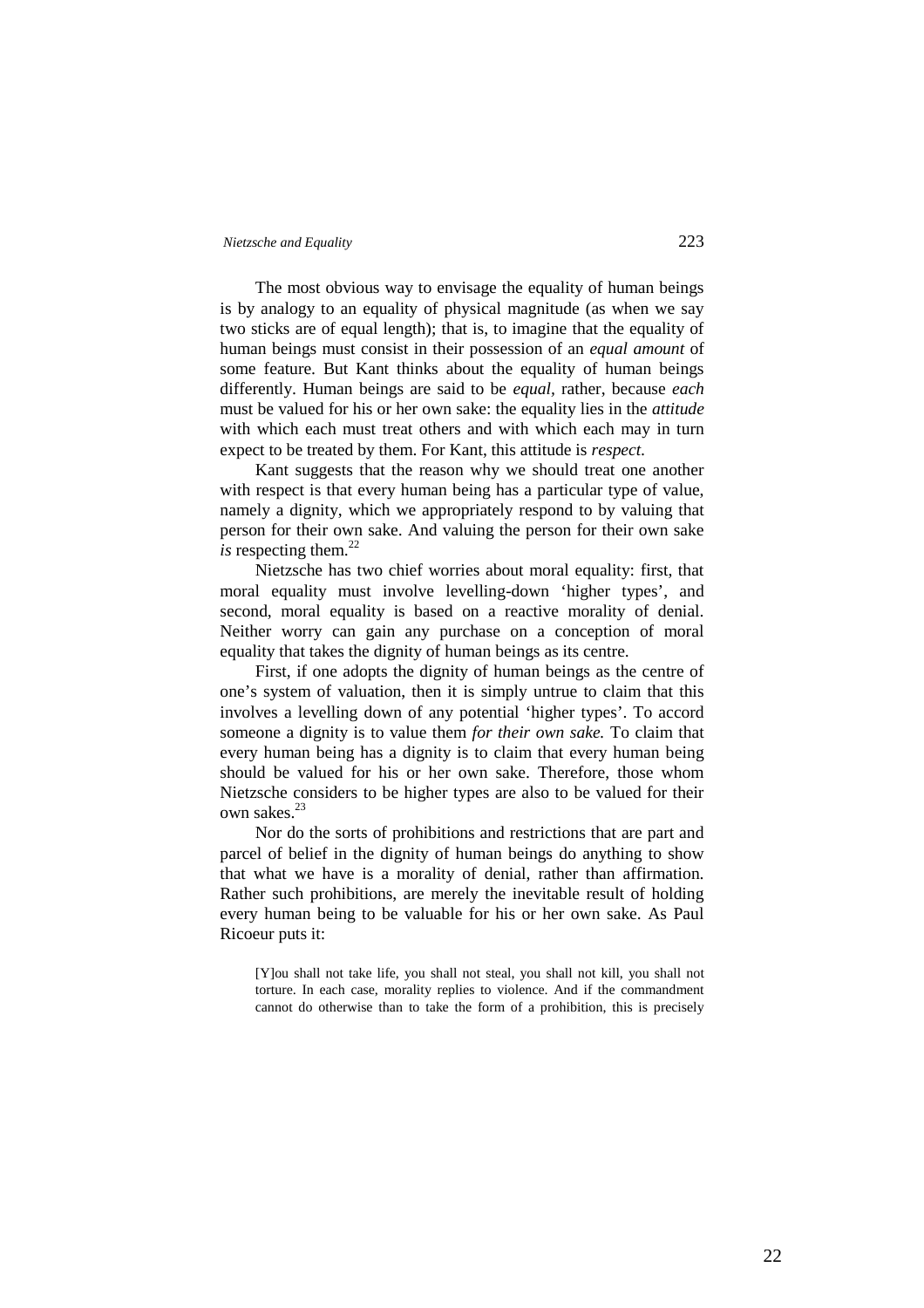The most obvious way to envisage the equality of human beings is by analogy to an equality of physical magnitude (as when we say two sticks are of equal length); that is, to imagine that the equality of human beings must consist in their possession of an *equal amount* of some feature. But Kant thinks about the equality of human beings differently. Human beings are said to be *equal*, rather, because *each* must be valued for his or her own sake: the equality lies in the *attitude* with which each must treat others and with which each may in turn expect to be treated by them. For Kant, this attitude is *respect*.

Kant suggests that the reason why we should treat one another with respect is that every human being has a particular type of value, namely a dignity, which we appropriately respond to by valuing that person for their own sake. And valuing the person for their own sake *is* respecting them.[22]

Nietzsche has two chief worries about moral equality: first, that moral equality must involve levelling-down 'higher types', and second, moral equality is based on a reactive morality of denial. Neither worry can gain any purchase on a conception of moral equality that takes the dignity of human beings as its centre.

First, if one adopts the dignity of human beings as the centre of one's system of valuation, then it is simply untrue to claim that this involves a levelling down of any potential 'higher types'. To accord someone a dignity is to value them *for their own sake.* To claim that every human being has a dignity is to claim that every human being should be valued for his or her own sake. Therefore, those whom Nietzsche considers to be higher types are also to be valued for their own sakes.[23]

Nor do the sorts of prohibitions and restrictions that are part and parcel of belief in the dignity of human beings do anything to show that what we have is a morality of denial, rather than affirmation. Rather such prohibitions, are merely the inevitable result of holding every human being to be valuable for his or her own sake. As Paul Ricoeur puts it:

> [Y]ou shall not take life, you shall not steal, you shall not kill, you shall not torture. In each case, morality replies to violence. And if the commandment cannot do otherwise than to take the form of a prohibition, this is precisely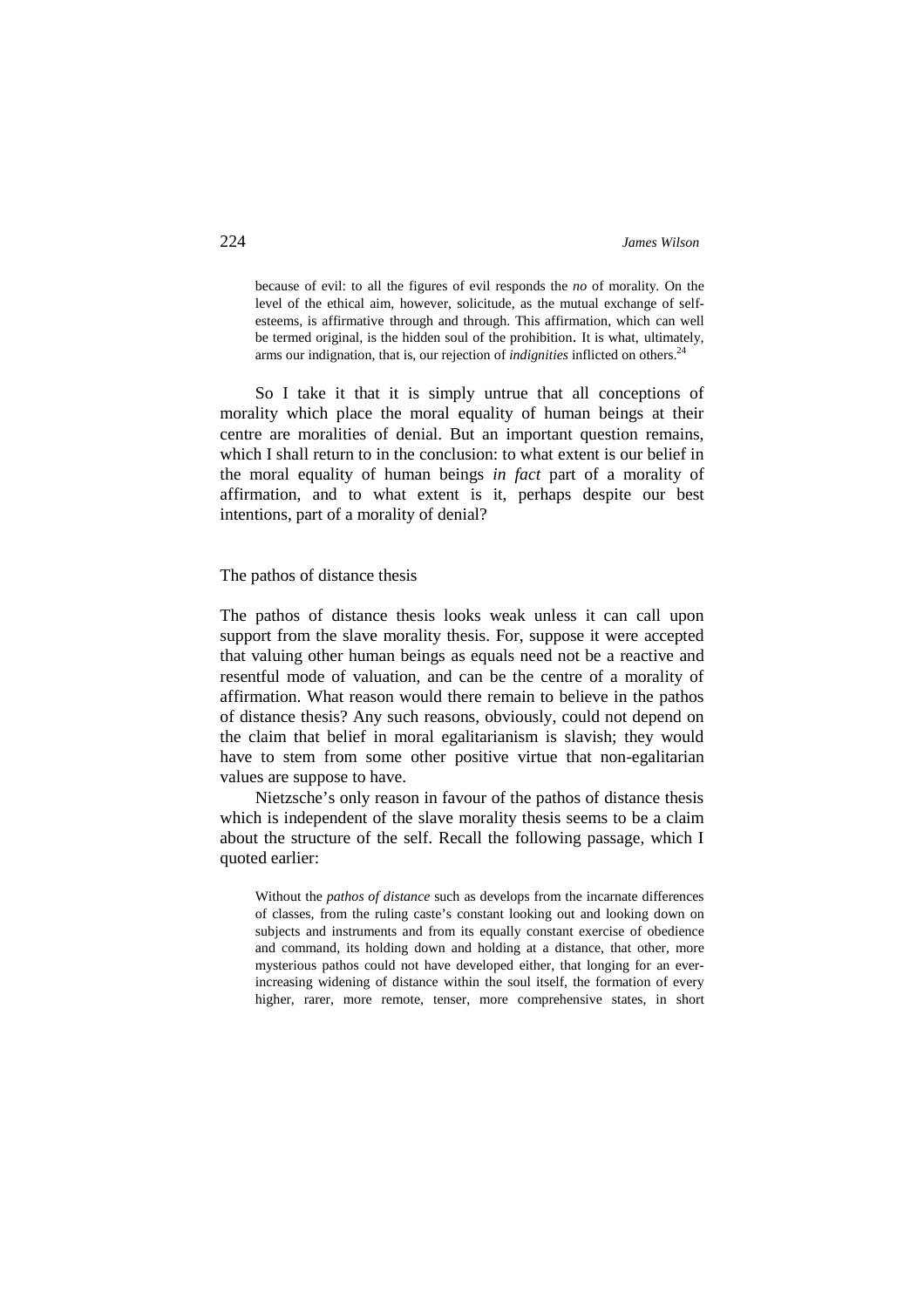> because of evil: to all the figures of evil responds the *no* of morality. On the level of the ethical aim, however, solicitude, as the mutual exchange of self-esteems, is affirmative through and through. This affirmation, which can well be termed original, is the hidden soul of the prohibition. It is what, ultimately, arms our indignation, that is, our rejection of *indignities* inflicted on others.[24]

So I take it that it is simply untrue that all conceptions of morality which place the moral equality of human beings at their centre are moralities of denial. But an important question remains, which I shall return to in the conclusion: to what extent is our belief in the moral equality of human beings *in fact* part of a morality of affirmation, and to what extent is it, perhaps despite our best intentions, part of a morality of denial?

## The pathos of distance thesis

The pathos of distance thesis looks weak unless it can call upon support from the slave morality thesis. For, suppose it were accepted that valuing other human beings as equals need not be a reactive and resentful mode of valuation, and can be the centre of a morality of affirmation. What reason would there remain to believe in the pathos of distance thesis? Any such reasons, obviously, could not depend on the claim that belief in moral egalitarianism is slavish; they would have to stem from some other positive virtue that non-egalitarian values are suppose to have.

Nietzsche's only reason in favour of the pathos of distance thesis which is independent of the slave morality thesis seems to be a claim about the structure of the self. Recall the following passage, which I quoted earlier:

> Without the *pathos of distance* such as develops from the incarnate differences of classes, from the ruling caste's constant looking out and looking down on subjects and instruments and from its equally constant exercise of obedience and command, its holding down and holding at a distance, that other, more mysterious pathos could not have developed either, that longing for an ever-increasing widening of distance within the soul itself, the formation of every higher, rarer, more remote, tenser, more comprehensive states, in short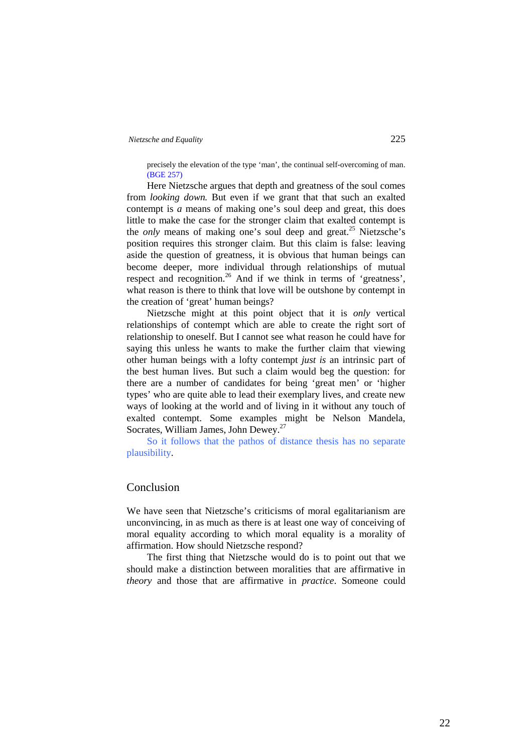precisely the elevation of the type 'man', the continual self-overcoming of man. (BGE 257)

Here Nietzsche argues that depth and greatness of the soul comes from *looking down.* But even if we grant that that such an exalted contempt is *a* means of making one's soul deep and great, this does little to make the case for the stronger claim that exalted contempt is the *only* means of making one's soul deep and great.[25] Nietzsche's position requires this stronger claim. But this claim is false: leaving aside the question of greatness, it is obvious that human beings can become deeper, more individual through relationships of mutual respect and recognition.[26] And if we think in terms of 'greatness', what reason is there to think that love will be outshone by contempt in the creation of 'great' human beings?

Nietzsche might at this point object that it is *only* vertical relationships of contempt which are able to create the right sort of relationship to oneself. But I cannot see what reason he could have for saying this unless he wants to make the further claim that viewing other human beings with a lofty contempt *just is* an intrinsic part of the best human lives. But such a claim would beg the question: for there are a number of candidates for being 'great men' or 'higher types' who are quite able to lead their exemplary lives, and create new ways of looking at the world and of living in it without any touch of exalted contempt. Some examples might be Nelson Mandela, Socrates, William James, John Dewey.[27]

So it follows that the pathos of distance thesis has no separate plausibility.

## Conclusion

We have seen that Nietzsche's criticisms of moral egalitarianism are unconvincing, in as much as there is at least one way of conceiving of moral equality according to which moral equality is a morality of affirmation. How should Nietzsche respond?

The first thing that Nietzsche would do is to point out that we should make a distinction between moralities that are affirmative in *theory* and those that are affirmative in *practice*. Someone could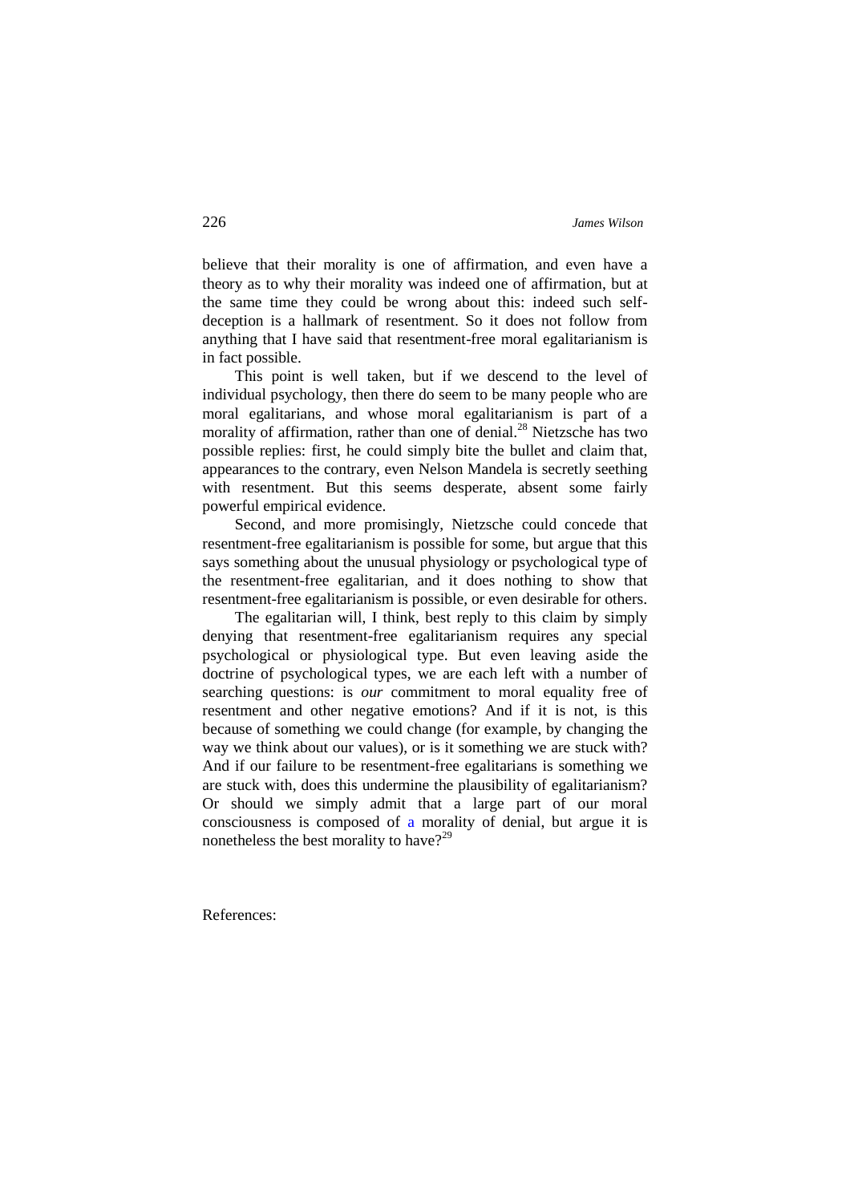believe that their morality is one of affirmation, and even have a theory as to why their morality was indeed one of affirmation, but at the same time they could be wrong about this: indeed such self-deception is a hallmark of resentment. So it does not follow from anything that I have said that resentment-free moral egalitarianism is in fact possible.

This point is well taken, but if we descend to the level of individual psychology, then there do seem to be many people who are moral egalitarians, and whose moral egalitarianism is part of a morality of affirmation, rather than one of denial.[28] Nietzsche has two possible replies: first, he could simply bite the bullet and claim that, appearances to the contrary, even Nelson Mandela is secretly seething with resentment. But this seems desperate, absent some fairly powerful empirical evidence.

Second, and more promisingly, Nietzsche could concede that resentment-free egalitarianism is possible for some, but argue that this says something about the unusual physiology or psychological type of the resentment-free egalitarian, and it does nothing to show that resentment-free egalitarianism is possible, or even desirable for others.

The egalitarian will, I think, best reply to this claim by simply denying that resentment-free egalitarianism requires any special psychological or physiological type. But even leaving aside the doctrine of psychological types, we are each left with a number of searching questions: is *our* commitment to moral equality free of resentment and other negative emotions? And if it is not, is this because of something we could change (for example, by changing the way we think about our values), or is it something we are stuck with? And if our failure to be resentment-free egalitarians is something we are stuck with, does this undermine the plausibility of egalitarianism? Or should we simply admit that a large part of our moral consciousness is composed of a morality of denial, but argue it is nonetheless the best morality to have?[29]

References: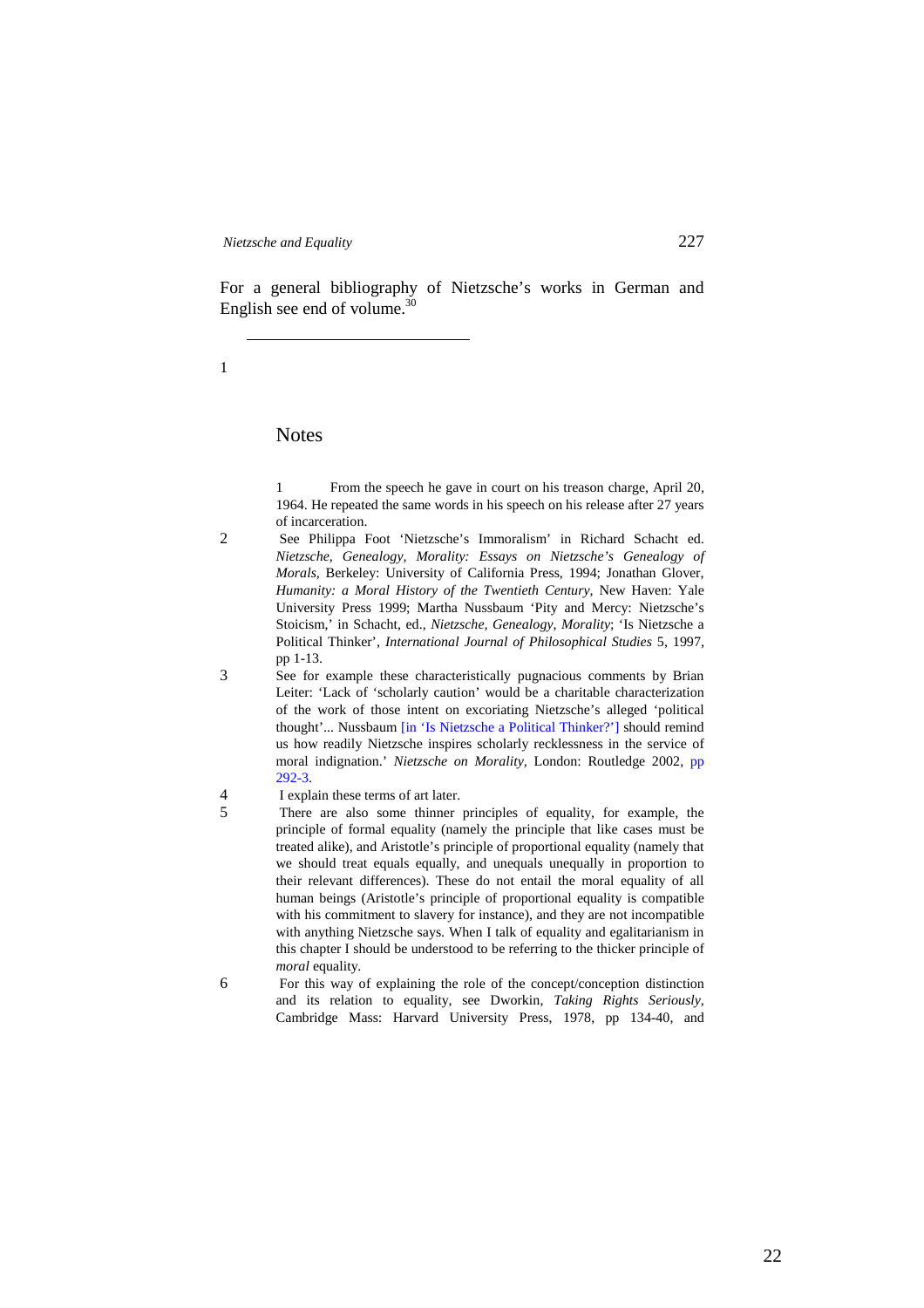For a general bibliography of Nietzsche's works in German and English see end of volume.[30]

1

## Notes

1 From the speech he gave in court on his treason charge, April 20, 1964. He repeated the same words in his speech on his release after 27 years of incarceration.

2 See Philippa Foot 'Nietzsche's Immoralism' in Richard Schacht ed. *Nietzsche, Genealogy, Morality: Essays on Nietzsche's Genealogy of Morals,* Berkeley: University of California Press, 1994; Jonathan Glover, *Humanity: a Moral History of the Twentieth Century,* New Haven: Yale University Press 1999; Martha Nussbaum 'Pity and Mercy: Nietzsche's Stoicism,' in Schacht, ed., *Nietzsche, Genealogy, Morality*; 'Is Nietzsche a Political Thinker', *International Journal of Philosophical Studies* 5, 1997, pp 1-13.

3 See for example these characteristically pugnacious comments by Brian Leiter: 'Lack of 'scholarly caution' would be a charitable characterization of the work of those intent on excoriating Nietzsche's alleged 'political thought'... Nussbaum [in 'Is Nietzsche a Political Thinker?'] should remind us how readily Nietzsche inspires scholarly recklessness in the service of moral indignation.' *Nietzsche on Morality,* London: Routledge 2002, pp 292-3.

4 I explain these terms of art later.

5 There are also some thinner principles of equality, for example, the principle of formal equality (namely the principle that like cases must be treated alike), and Aristotle's principle of proportional equality (namely that we should treat equals equally, and unequals unequally in proportion to their relevant differences). These do not entail the moral equality of all human beings (Aristotle's principle of proportional equality is compatible with his commitment to slavery for instance), and they are not incompatible with anything Nietzsche says. When I talk of equality and egalitarianism in this chapter I should be understood to be referring to the thicker principle of *moral* equality.

6 For this way of explaining the role of the concept/conception distinction and its relation to equality, see Dworkin, *Taking Rights Seriously,* Cambridge Mass: Harvard University Press, 1978, pp 134-40, and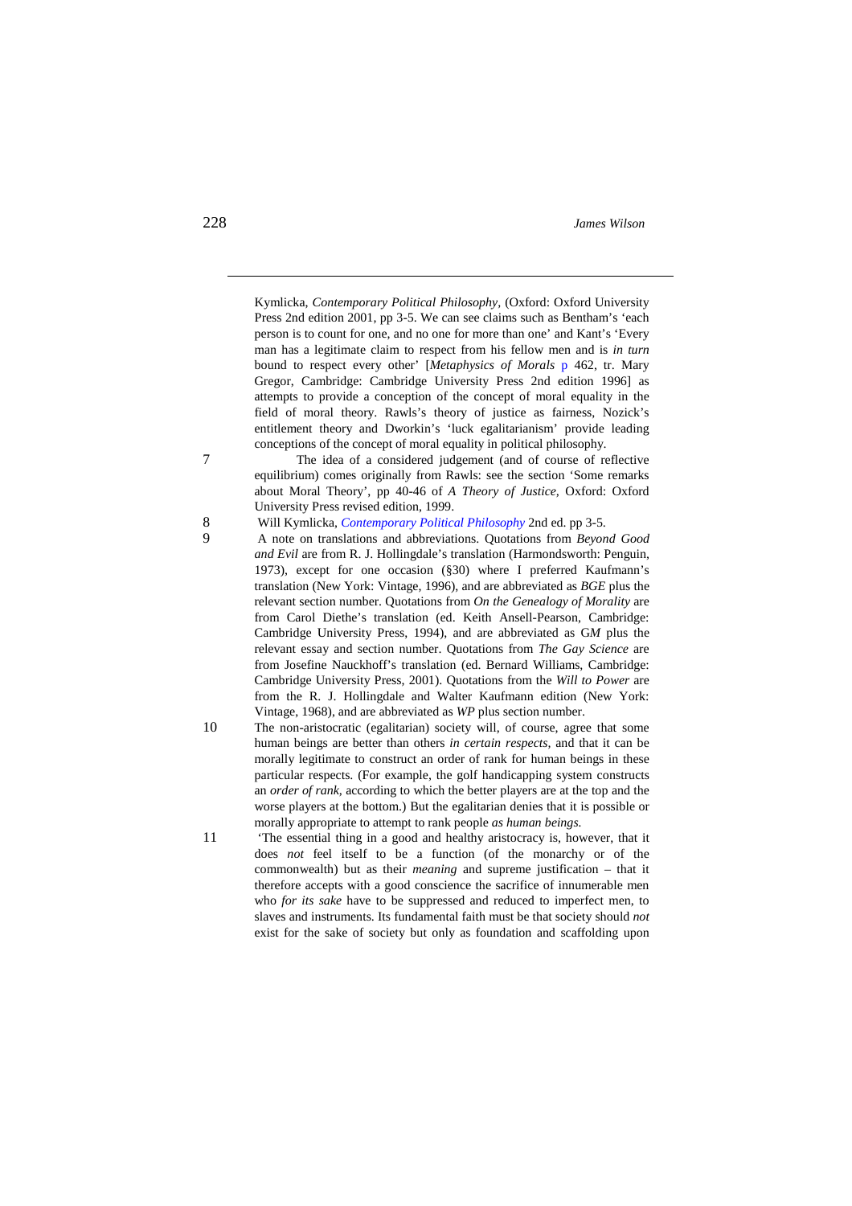Kymlicka, *Contemporary Political Philosophy*, (Oxford: Oxford University Press 2nd edition 2001, pp 3-5. We can see claims such as Bentham's 'each person is to count for one, and no one for more than one' and Kant's 'Every man has a legitimate claim to respect from his fellow men and is *in turn* bound to respect every other' [*Metaphysics of Morals* p 462, tr. Mary Gregor, Cambridge: Cambridge University Press 2nd edition 1996] as attempts to provide a conception of the concept of moral equality in the field of moral theory. Rawls's theory of justice as fairness, Nozick's entitlement theory and Dworkin's 'luck egalitarianism' provide leading conceptions of the concept of moral equality in political philosophy.

7 The idea of a considered judgement (and of course of reflective equilibrium) comes originally from Rawls: see the section 'Some remarks about Moral Theory', pp 40-46 of *A Theory of Justice*, Oxford: Oxford University Press revised edition, 1999.

8 Will Kymlicka, *Contemporary Political Philosophy* 2nd ed. pp 3-5.

9 A note on translations and abbreviations. Quotations from *Beyond Good and Evil* are from R. J. Hollingdale's translation (Harmondsworth: Penguin, 1973), except for one occasion (§30) where I preferred Kaufmann's translation (New York: Vintage, 1996), and are abbreviated as *BGE* plus the relevant section number. Quotations from *On the Genealogy of Morality* are from Carol Diethe's translation (ed. Keith Ansell-Pearson, Cambridge: Cambridge University Press, 1994), and are abbreviated as G*M* plus the relevant essay and section number. Quotations from *The Gay Science* are from Josefine Nauckhoff's translation (ed. Bernard Williams, Cambridge: Cambridge University Press, 2001). Quotations from the *Will to Power* are from the R. J. Hollingdale and Walter Kaufmann edition (New York: Vintage, 1968), and are abbreviated as *WP* plus section number.

10 The non-aristocratic (egalitarian) society will, of course, agree that some human beings are better than others *in certain respects*, and that it can be morally legitimate to construct an order of rank for human beings in these particular respects. (For example, the golf handicapping system constructs an *order of rank,* according to which the better players are at the top and the worse players at the bottom.) But the egalitarian denies that it is possible or morally appropriate to attempt to rank people *as human beings.*

11 'The essential thing in a good and healthy aristocracy is, however, that it does *not* feel itself to be a function (of the monarchy or of the commonwealth) but as their *meaning* and supreme justification – that it therefore accepts with a good conscience the sacrifice of innumerable men who *for its sake* have to be suppressed and reduced to imperfect men, to slaves and instruments. Its fundamental faith must be that society should *not* exist for the sake of society but only as foundation and scaffolding upon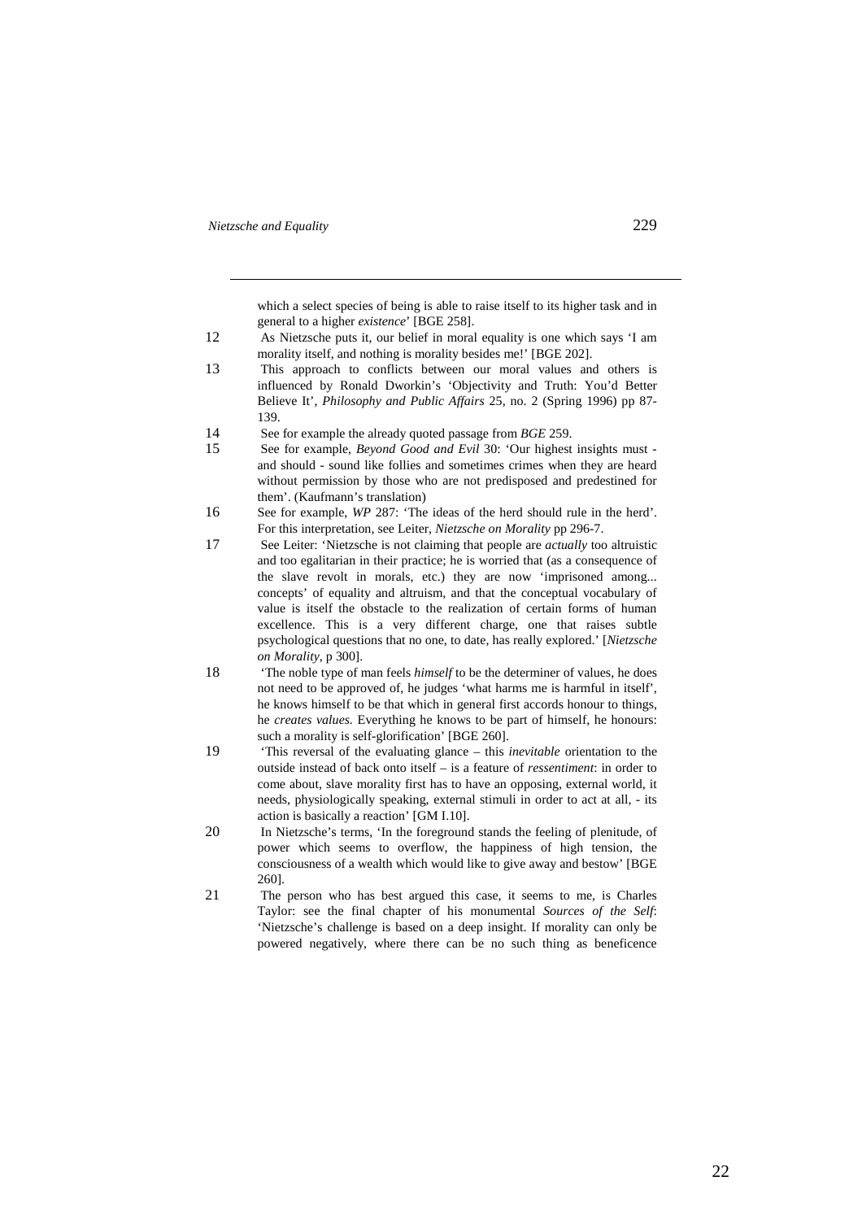which a select species of being is able to raise itself to its higher task and in general to a higher *existence*' [BGE 258].

12 As Nietzsche puts it, our belief in moral equality is one which says 'I am morality itself, and nothing is morality besides me!' [BGE 202].

13 This approach to conflicts between our moral values and others is influenced by Ronald Dworkin's 'Objectivity and Truth: You'd Better Believe It', *Philosophy and Public Affairs* 25, no. 2 (Spring 1996) pp 87-139.

14 See for example the already quoted passage from *BGE* 259.

15 See for example, *Beyond Good and Evil* 30: 'Our highest insights must - and should - sound like follies and sometimes crimes when they are heard without permission by those who are not predisposed and predestined for them'. (Kaufmann's translation)

16 See for example, *WP* 287: 'The ideas of the herd should rule in the herd'. For this interpretation, see Leiter, *Nietzsche on Morality* pp 296-7.

17 See Leiter: 'Nietzsche is not claiming that people are *actually* too altruistic and too egalitarian in their practice; he is worried that (as a consequence of the slave revolt in morals, etc.) they are now 'imprisoned among... concepts' of equality and altruism, and that the conceptual vocabulary of value is itself the obstacle to the realization of certain forms of human excellence. This is a very different charge, one that raises subtle psychological questions that no one, to date, has really explored.' [*Nietzsche on Morality*, p 300].

18 'The noble type of man feels *himself* to be the determiner of values, he does not need to be approved of, he judges 'what harms me is harmful in itself', he knows himself to be that which in general first accords honour to things, he *creates values.* Everything he knows to be part of himself, he honours: such a morality is self-glorification' [BGE 260].

19 'This reversal of the evaluating glance – this *inevitable* orientation to the outside instead of back onto itself – is a feature of *ressentiment*: in order to come about, slave morality first has to have an opposing, external world, it needs, physiologically speaking, external stimuli in order to act at all, - its action is basically a reaction' [GM I.10].

20 In Nietzsche's terms, 'In the foreground stands the feeling of plenitude, of power which seems to overflow, the happiness of high tension, the consciousness of a wealth which would like to give away and bestow' [BGE 260].

21 The person who has best argued this case, it seems to me, is Charles Taylor: see the final chapter of his monumental *Sources of the Self*: 'Nietzsche's challenge is based on a deep insight. If morality can only be powered negatively, where there can be no such thing as beneficence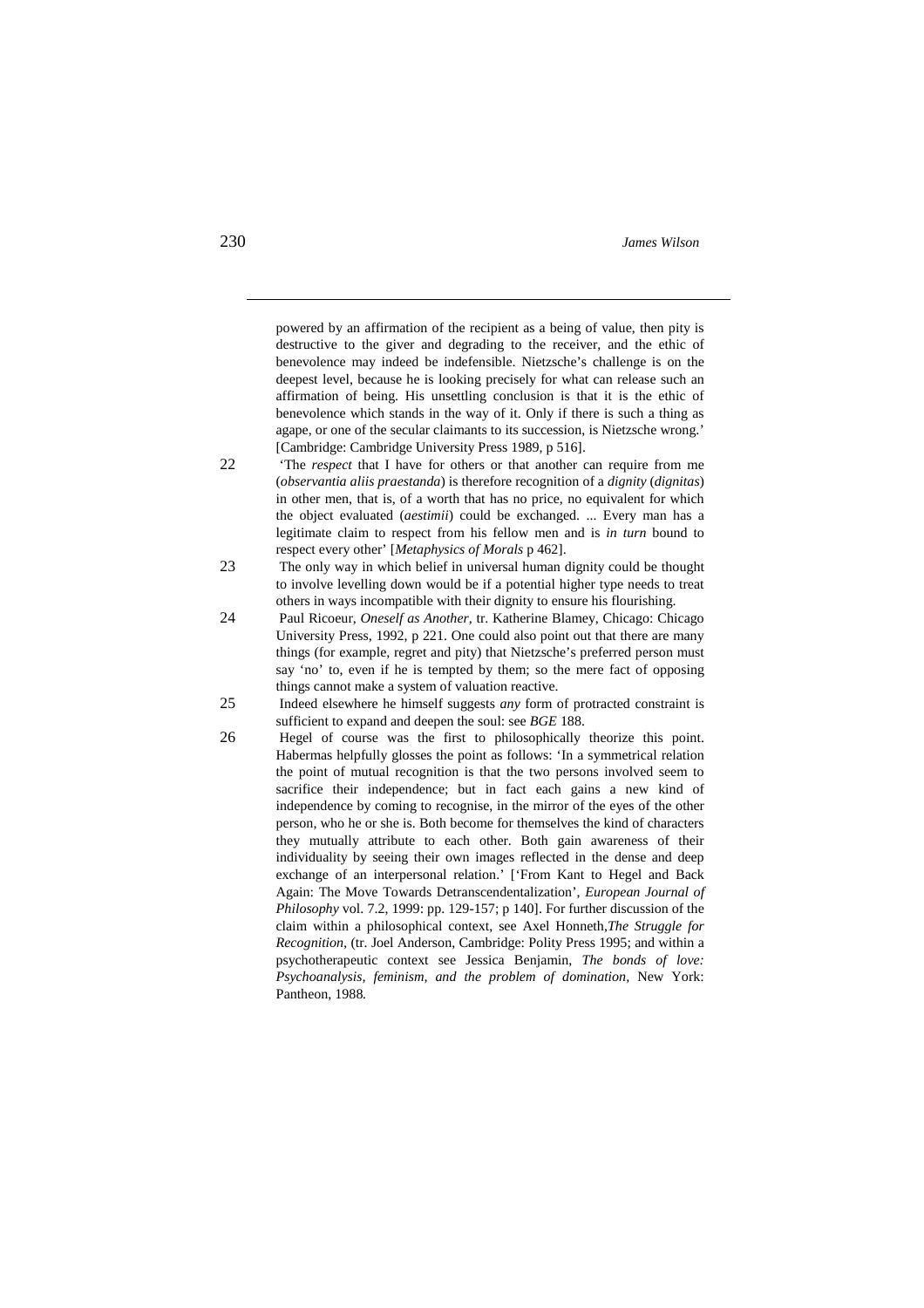powered by an affirmation of the recipient as a being of value, then pity is destructive to the giver and degrading to the receiver, and the ethic of benevolence may indeed be indefensible. Nietzsche's challenge is on the deepest level, because he is looking precisely for what can release such an affirmation of being. His unsettling conclusion is that it is the ethic of benevolence which stands in the way of it. Only if there is such a thing as agape, or one of the secular claimants to its succession, is Nietzsche wrong.' [Cambridge: Cambridge University Press 1989, p 516].

22 'The *respect* that I have for others or that another can require from me (*observantia aliis praestanda*) is therefore recognition of a *dignity* (*dignitas*) in other men, that is, of a worth that has no price, no equivalent for which the object evaluated (*aestimii*) could be exchanged. ... Every man has a legitimate claim to respect from his fellow men and is *in turn* bound to respect every other' [*Metaphysics of Morals* p 462].

23 The only way in which belief in universal human dignity could be thought to involve levelling down would be if a potential higher type needs to treat others in ways incompatible with their dignity to ensure his flourishing.

24 Paul Ricoeur, *Oneself as Another*, tr. Katherine Blamey, Chicago: Chicago University Press, 1992, p 221. One could also point out that there are many things (for example, regret and pity) that Nietzsche's preferred person must say 'no' to, even if he is tempted by them; so the mere fact of opposing things cannot make a system of valuation reactive.

25 Indeed elsewhere he himself suggests *any* form of protracted constraint is sufficient to expand and deepen the soul: see *BGE* 188.

26 Hegel of course was the first to philosophically theorize this point. Habermas helpfully glosses the point as follows: 'In a symmetrical relation the point of mutual recognition is that the two persons involved seem to sacrifice their independence; but in fact each gains a new kind of independence by coming to recognise, in the mirror of the eyes of the other person, who he or she is. Both become for themselves the kind of characters they mutually attribute to each other. Both gain awareness of their individuality by seeing their own images reflected in the dense and deep exchange of an interpersonal relation.' ['From Kant to Hegel and Back Again: The Move Towards Detranscendentalization', *European Journal of Philosophy* vol. 7.2, 1999: pp. 129-157; p 140]. For further discussion of the claim within a philosophical context, see Axel Honneth,*The Struggle for Recognition*, (tr. Joel Anderson, Cambridge: Polity Press 1995; and within a psychotherapeutic context see Jessica Benjamin, *The bonds of love: Psychoanalysis, feminism, and the problem of domination*, New York: Pantheon, 1988.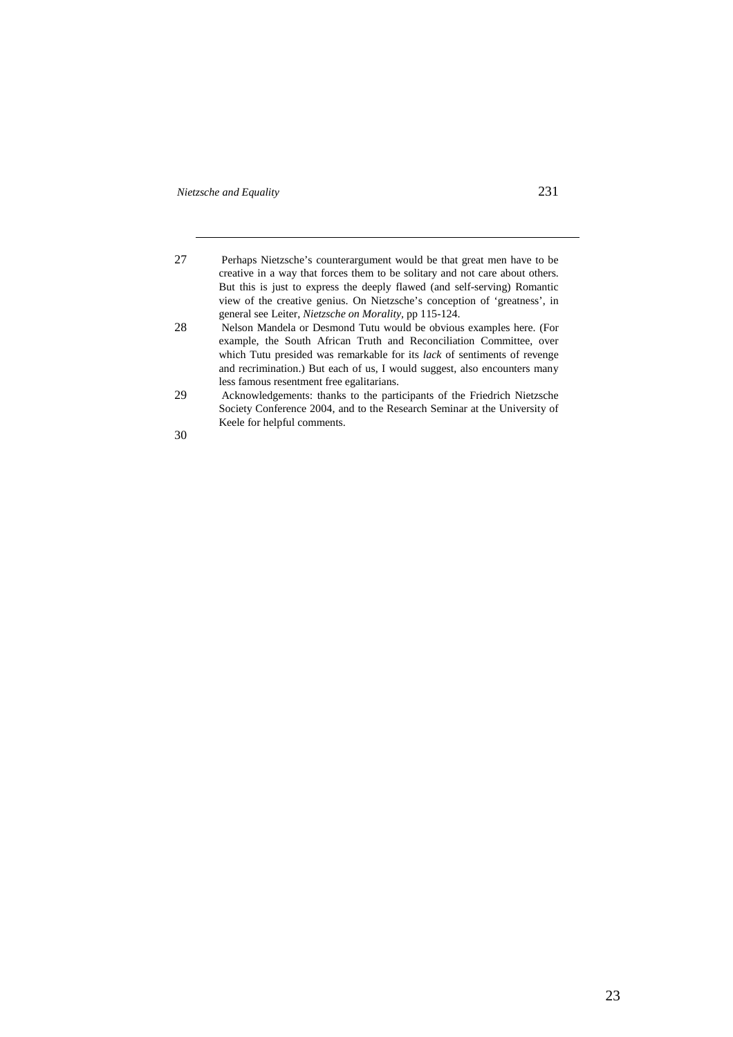27 Perhaps Nietzsche's counterargument would be that great men have to be creative in a way that forces them to be solitary and not care about others. But this is just to express the deeply flawed (and self-serving) Romantic view of the creative genius. On Nietzsche's conception of 'greatness', in general see Leiter, *Nietzsche on Morality*, pp 115-124.

28 Nelson Mandela or Desmond Tutu would be obvious examples here. (For example, the South African Truth and Reconciliation Committee, over which Tutu presided was remarkable for its *lack* of sentiments of revenge and recrimination.) But each of us, I would suggest, also encounters many less famous resentment free egalitarians.

29 Acknowledgements: thanks to the participants of the Friedrich Nietzsche Society Conference 2004, and to the Research Seminar at the University of Keele for helpful comments.

30